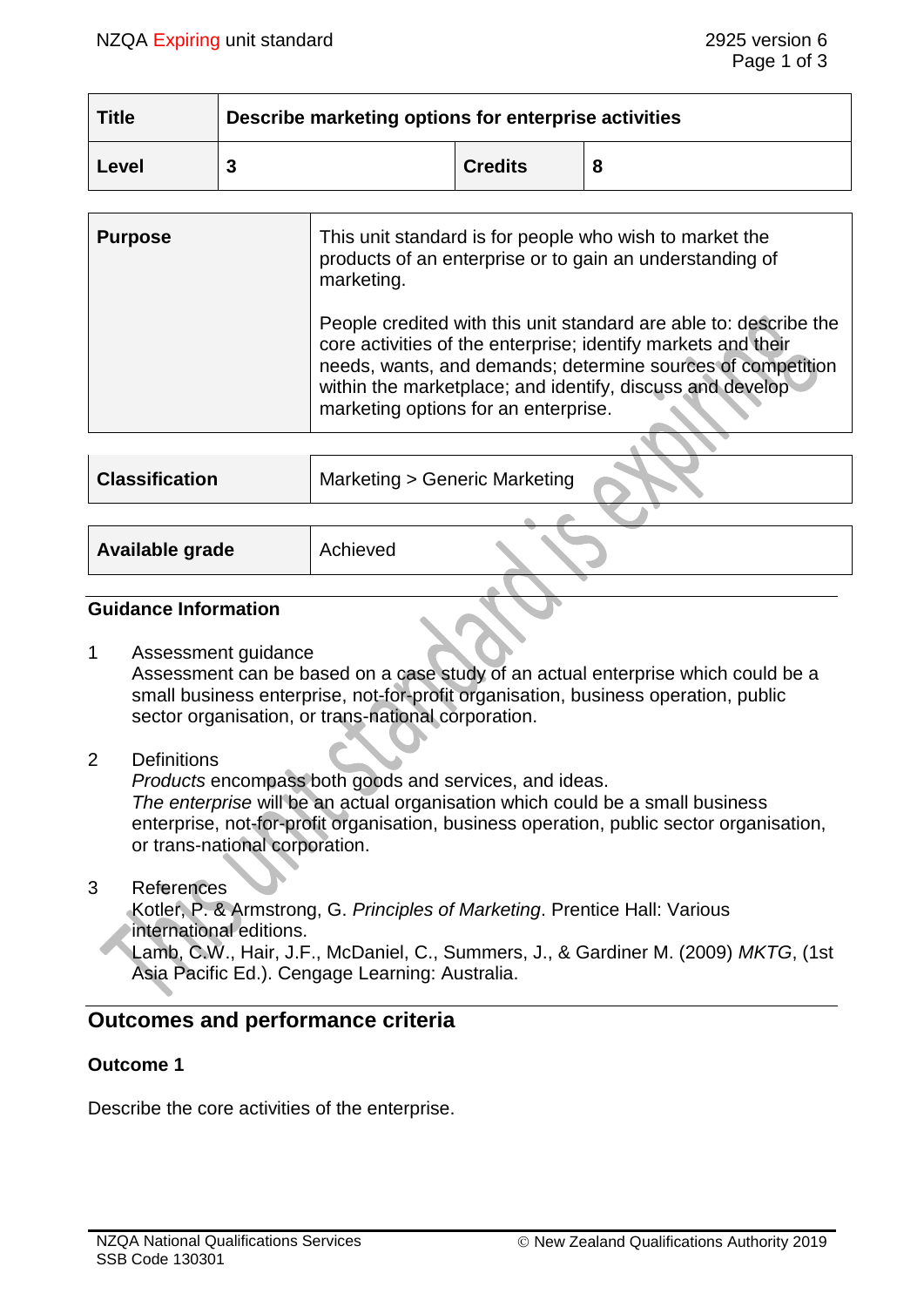| Title | Describe marketing options for enterprise activities | | |
|---|---|---|---|
| Level | 3 | Credits | 8 |

| Purpose | This unit standard is for people who wish to market the products of an enterprise or to gain an understanding of marketing.<br><br>People credited with this unit standard are able to: describe the core activities of the enterprise; identify markets and their needs, wants, and demands; determine sources of competition within the marketplace; and identify, discuss and develop marketing options for an enterprise. |
|---|---|

| Classification | Marketing > Generic Marketing |
|---|---|

| Available grade | Achieved |
|---|---|

### Guidance Information

1. Assessment guidance
   Assessment can be based on a case study of an actual enterprise which could be a small business enterprise, not-for-profit organisation, business operation, public sector organisation, or trans-national corporation.

2. Definitions
   *Products* encompass both goods and services, and ideas.
   *The enterprise* will be an actual organisation which could be a small business enterprise, not-for-profit organisation, business operation, public sector organisation, or trans-national corporation.

3. References
   Kotler, P. & Armstrong, G. *Principles of Marketing*. Prentice Hall: Various international editions.
   Lamb, C.W., Hair, J.F., McDaniel, C., Summers, J., & Gardiner M. (2009) *MKTG*, (1st Asia Pacific Ed.). Cengage Learning: Australia.

## Outcomes and performance criteria

### Outcome 1

Describe the core activities of the enterprise.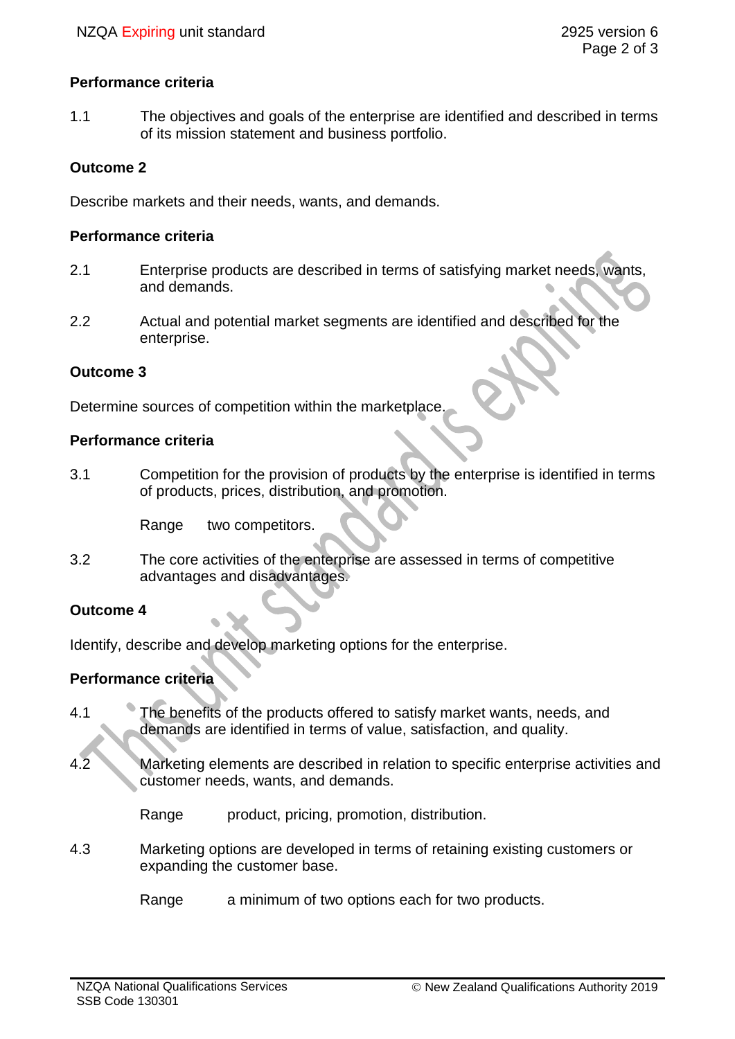## Performance criteria

1.1 The objectives and goals of the enterprise are identified and described in terms of its mission statement and business portfolio.

## Outcome 2

Describe markets and their needs, wants, and demands.

## Performance criteria

2.1 Enterprise products are described in terms of satisfying market needs, wants, and demands.

2.2 Actual and potential market segments are identified and described for the enterprise.

## Outcome 3

Determine sources of competition within the marketplace.

## Performance criteria

3.1 Competition for the provision of products by the enterprise is identified in terms of products, prices, distribution, and promotion.

Range two competitors.

3.2 The core activities of the enterprise are assessed in terms of competitive advantages and disadvantages.

## Outcome 4

Identify, describe and develop marketing options for the enterprise.

## Performance criteria

4.1 The benefits of the products offered to satisfy market wants, needs, and demands are identified in terms of value, satisfaction, and quality.

4.2 Marketing elements are described in relation to specific enterprise activities and customer needs, wants, and demands.

Range product, pricing, promotion, distribution.

4.3 Marketing options are developed in terms of retaining existing customers or expanding the customer base.

Range a minimum of two options each for two products.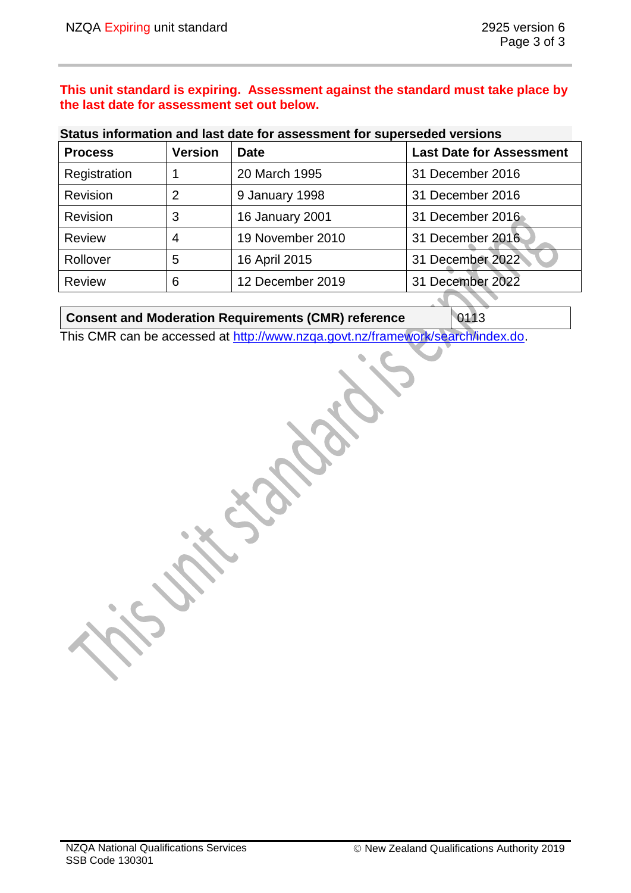**This unit standard is expiring. Assessment against the standard must take place by the last date for assessment set out below.**

**Status information and last date for assessment for superseded versions**

| Process | Version | Date | Last Date for Assessment |
|---|---|---|---|
| Registration | 1 | 20 March 1995 | 31 December 2016 |
| Revision | 2 | 9 January 1998 | 31 December 2016 |
| Revision | 3 | 16 January 2001 | 31 December 2016 |
| Review | 4 | 19 November 2010 | 31 December 2016 |
| Rollover | 5 | 16 April 2015 | 31 December 2022 |
| Review | 6 | 12 December 2019 | 31 December 2022 |

| Consent and Moderation Requirements (CMR) reference | 0113 |
|---|---|

This CMR can be accessed at http://www.nzqa.govt.nz/framework/search/index.do.